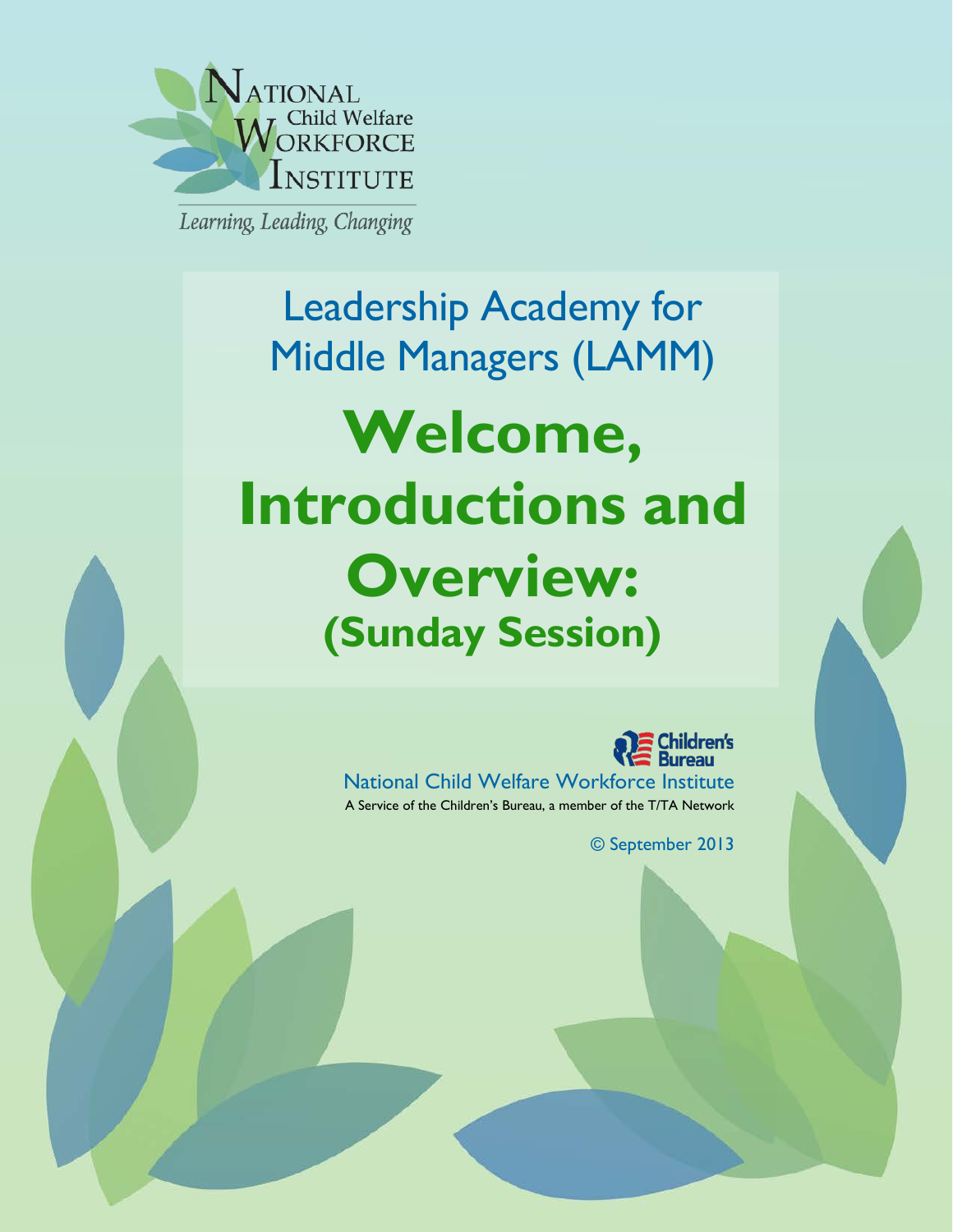NATIONAL Child Welfare WORKFORCE INSTITUTE

*Learning, Leading, Changing*

## Leadership Academy for Middle Managers (LAMM)

# Welcome, Introductions and Overview:

## (Sunday Session)

Children's Bureau

National Child Welfare Workforce Institute

A Service of the Children's Bureau, a member of the T/TA Network

© September 2013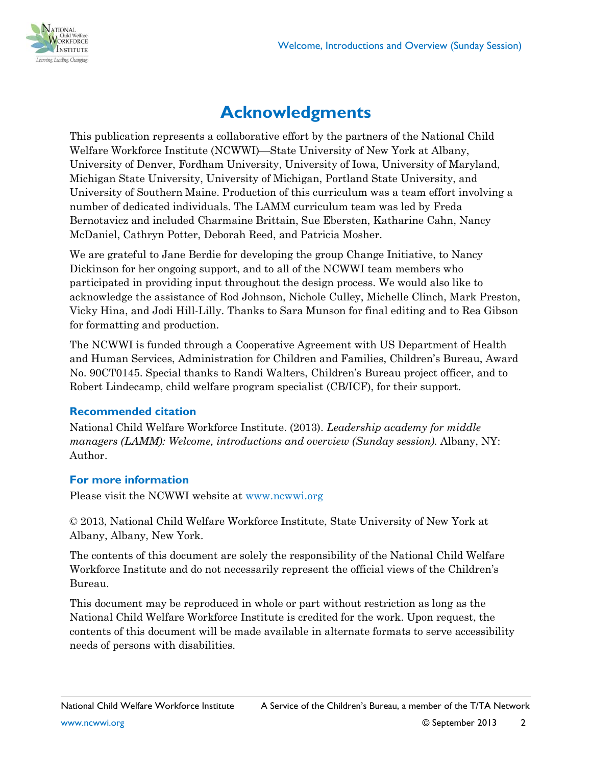# Acknowledgments

This publication represents a collaborative effort by the partners of the National Child Welfare Workforce Institute (NCWWI)—State University of New York at Albany, University of Denver, Fordham University, University of Iowa, University of Maryland, Michigan State University, University of Michigan, Portland State University, and University of Southern Maine. Production of this curriculum was a team effort involving a number of dedicated individuals. The LAMM curriculum team was led by Freda Bernotavicz and included Charmaine Brittain, Sue Ebersten, Katharine Cahn, Nancy McDaniel, Cathryn Potter, Deborah Reed, and Patricia Mosher.

We are grateful to Jane Berdie for developing the group Change Initiative, to Nancy Dickinson for her ongoing support, and to all of the NCWWI team members who participated in providing input throughout the design process. We would also like to acknowledge the assistance of Rod Johnson, Nichole Culley, Michelle Clinch, Mark Preston, Vicky Hina, and Jodi Hill-Lilly. Thanks to Sara Munson for final editing and to Rea Gibson for formatting and production.

The NCWWI is funded through a Cooperative Agreement with US Department of Health and Human Services, Administration for Children and Families, Children's Bureau, Award No. 90CT0145. Special thanks to Randi Walters, Children's Bureau project officer, and to Robert Lindecamp, child welfare program specialist (CB/ICF), for their support.

### Recommended citation

National Child Welfare Workforce Institute. (2013). *Leadership academy for middle managers (LAMM): Welcome, introductions and overview (Sunday session).* Albany, NY: Author.

### For more information

Please visit the NCWWI website at www.ncwwi.org

© 2013, National Child Welfare Workforce Institute, State University of New York at Albany, Albany, New York.

The contents of this document are solely the responsibility of the National Child Welfare Workforce Institute and do not necessarily represent the official views of the Children's Bureau.

This document may be reproduced in whole or part without restriction as long as the National Child Welfare Workforce Institute is credited for the work. Upon request, the contents of this document will be made available in alternate formats to serve accessibility needs of persons with disabilities.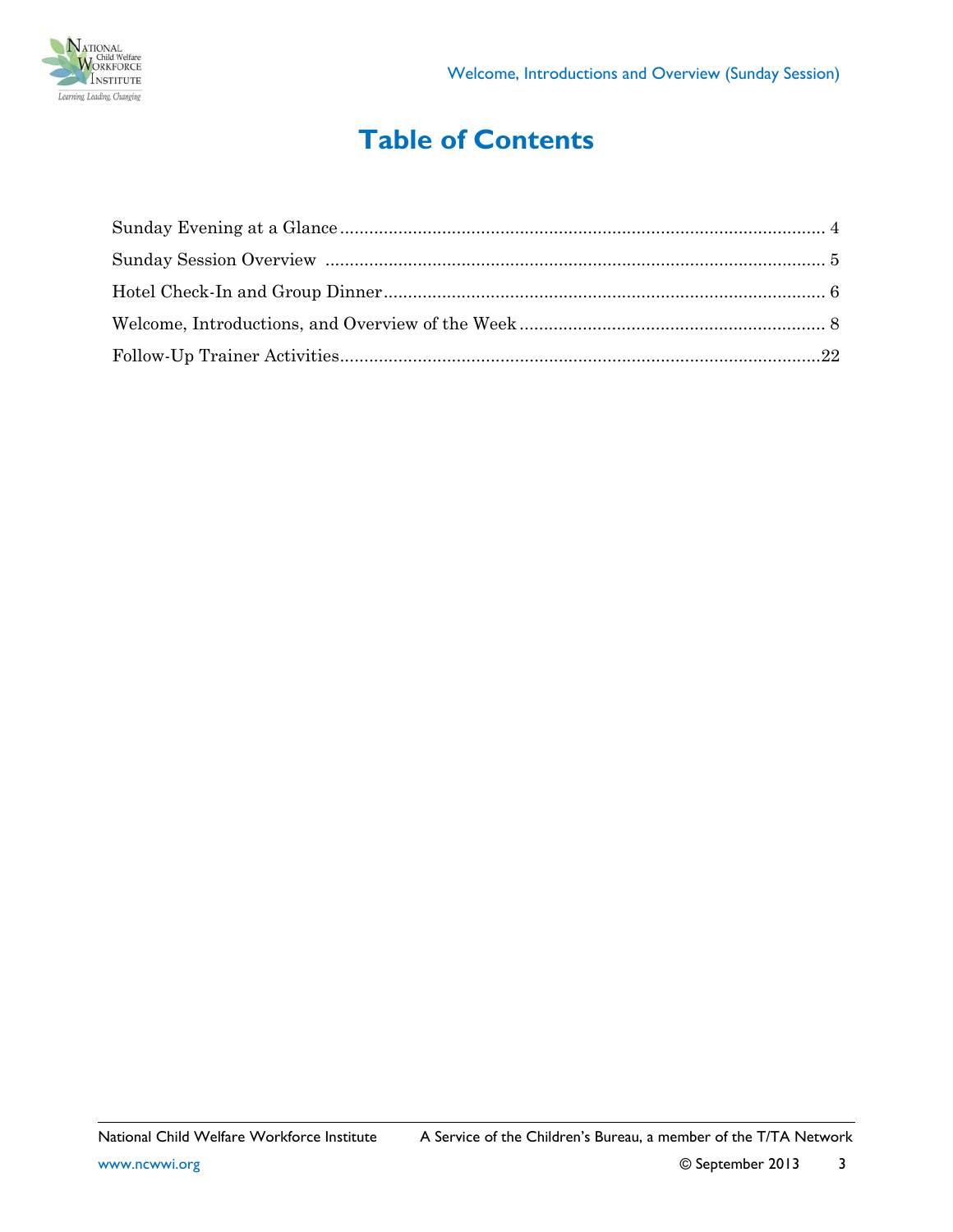# Table of Contents

Sunday Evening at a Glance .................................................. 4

Sunday Session Overview .................................................. 5

Hotel Check-In and Group Dinner .................................................. 6

Welcome, Introductions, and Overview of the Week .................................................. 8

Follow-Up Trainer Activities .................................................. 22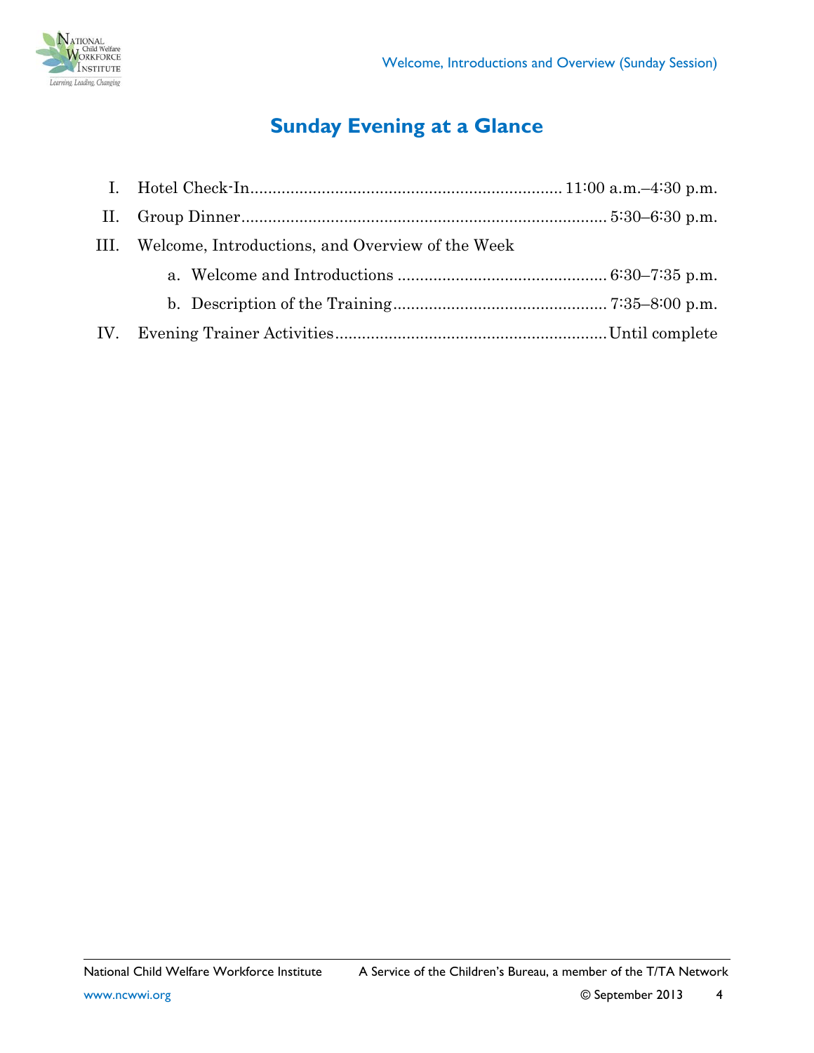# Sunday Evening at a Glance

I. Hotel Check-In.................................................................... 11:00 a.m.–4:30 p.m.

II. Group Dinner................................................................................ 5:30–6:30 p.m.

III. Welcome, Introductions, and Overview of the Week

   a. Welcome and Introductions .............................................. 6:30–7:35 p.m.

   b. Description of the Training................................................ 7:35–8:00 p.m.

IV. Evening Trainer Activities...........................................................Until complete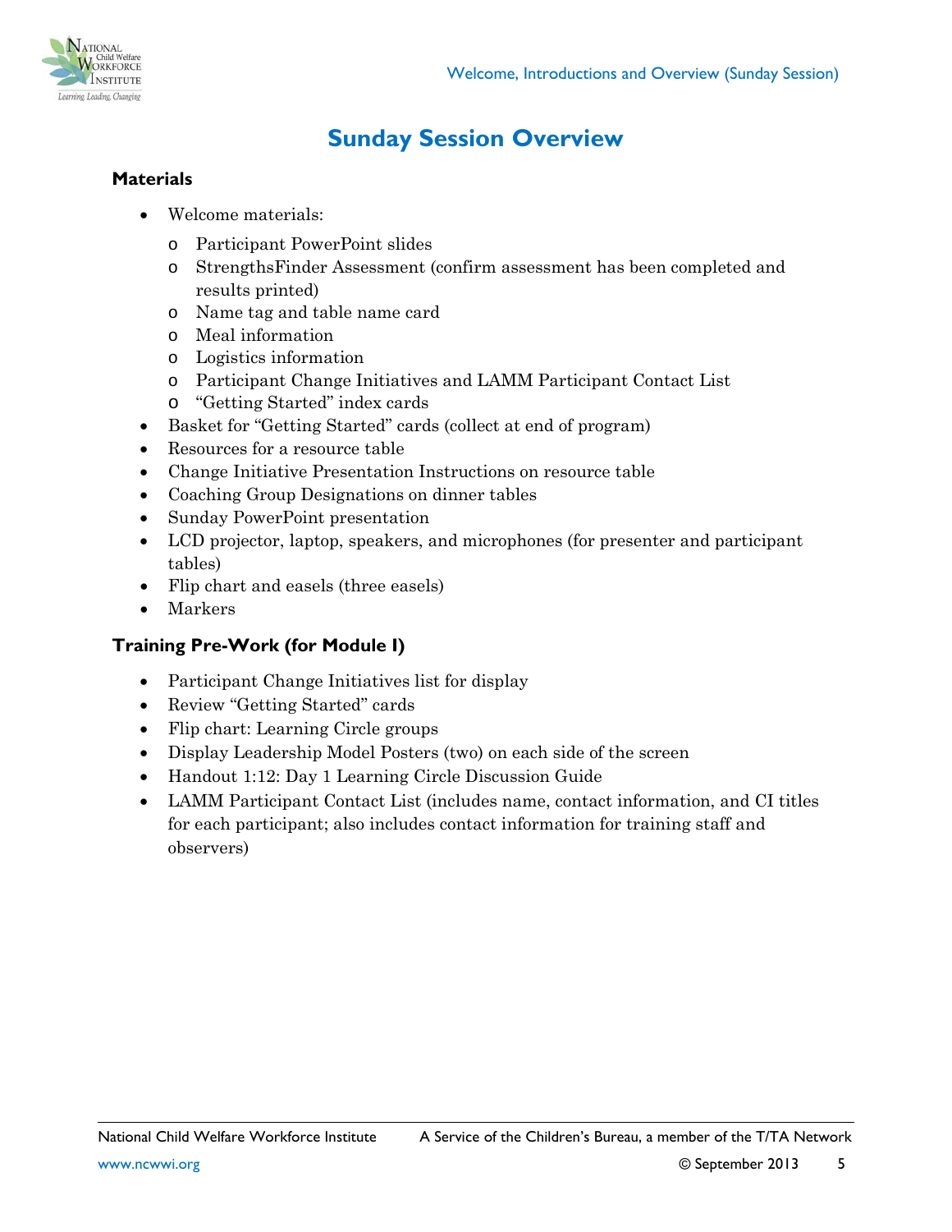# Sunday Session Overview

## Materials

- Welcome materials:
  - Participant PowerPoint slides
  - StrengthsFinder Assessment (confirm assessment has been completed and results printed)
  - Name tag and table name card
  - Meal information
  - Logistics information
  - Participant Change Initiatives and LAMM Participant Contact List
  - "Getting Started" index cards
- Basket for "Getting Started" cards (collect at end of program)
- Resources for a resource table
- Change Initiative Presentation Instructions on resource table
- Coaching Group Designations on dinner tables
- Sunday PowerPoint presentation
- LCD projector, laptop, speakers, and microphones (for presenter and participant tables)
- Flip chart and easels (three easels)
- Markers

## Training Pre-Work (for Module I)

- Participant Change Initiatives list for display
- Review "Getting Started" cards
- Flip chart: Learning Circle groups
- Display Leadership Model Posters (two) on each side of the screen
- Handout 1:12: Day 1 Learning Circle Discussion Guide
- LAMM Participant Contact List (includes name, contact information, and CI titles for each participant; also includes contact information for training staff and observers)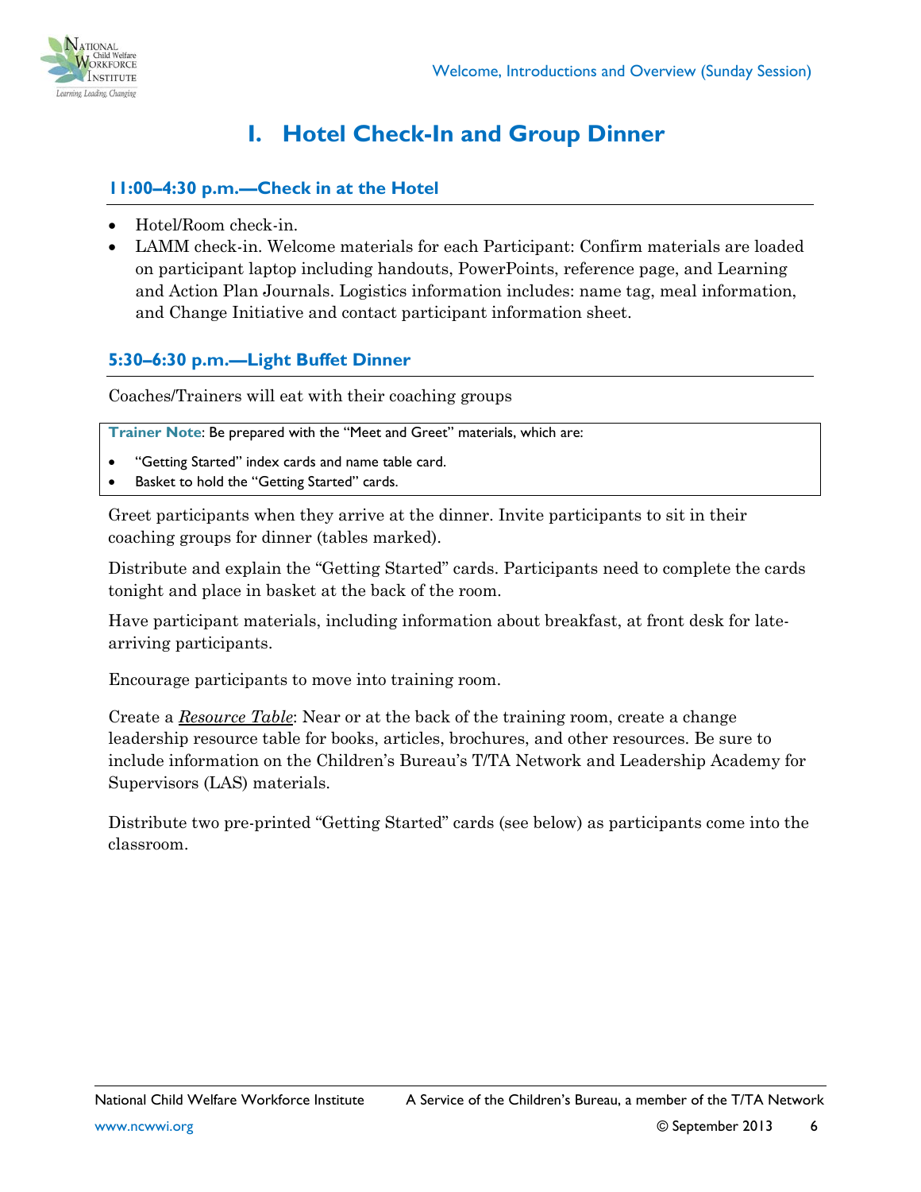# I. Hotel Check-In and Group Dinner

### 11:00–4:30 p.m.—Check in at the Hotel

- Hotel/Room check-in.
- LAMM check-in. Welcome materials for each Participant: Confirm materials are loaded on participant laptop including handouts, PowerPoints, reference page, and Learning and Action Plan Journals. Logistics information includes: name tag, meal information, and Change Initiative and contact participant information sheet.

### 5:30–6:30 p.m.—Light Buffet Dinner

Coaches/Trainers will eat with their coaching groups

> **Trainer Note**: Be prepared with the "Meet and Greet" materials, which are:
>
> - "Getting Started" index cards and name table card.
> - Basket to hold the "Getting Started" cards.

Greet participants when they arrive at the dinner. Invite participants to sit in their coaching groups for dinner (tables marked).

Distribute and explain the "Getting Started" cards. Participants need to complete the cards tonight and place in basket at the back of the room.

Have participant materials, including information about breakfast, at front desk for late-arriving participants.

Encourage participants to move into training room.

Create a ***Resource Table***: Near or at the back of the training room, create a change leadership resource table for books, articles, brochures, and other resources. Be sure to include information on the Children's Bureau's T/TA Network and Leadership Academy for Supervisors (LAS) materials.

Distribute two pre-printed "Getting Started" cards (see below) as participants come into the classroom.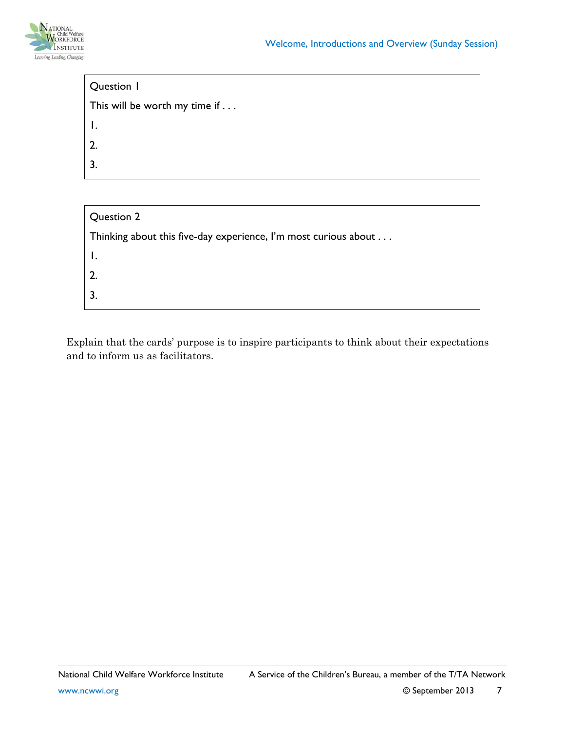Question 1

This will be worth my time if . . .

1.

2.

3.

Question 2

Thinking about this five-day experience, I'm most curious about . . .

1.

2.

3.

Explain that the cards' purpose is to inspire participants to think about their expectations and to inform us as facilitators.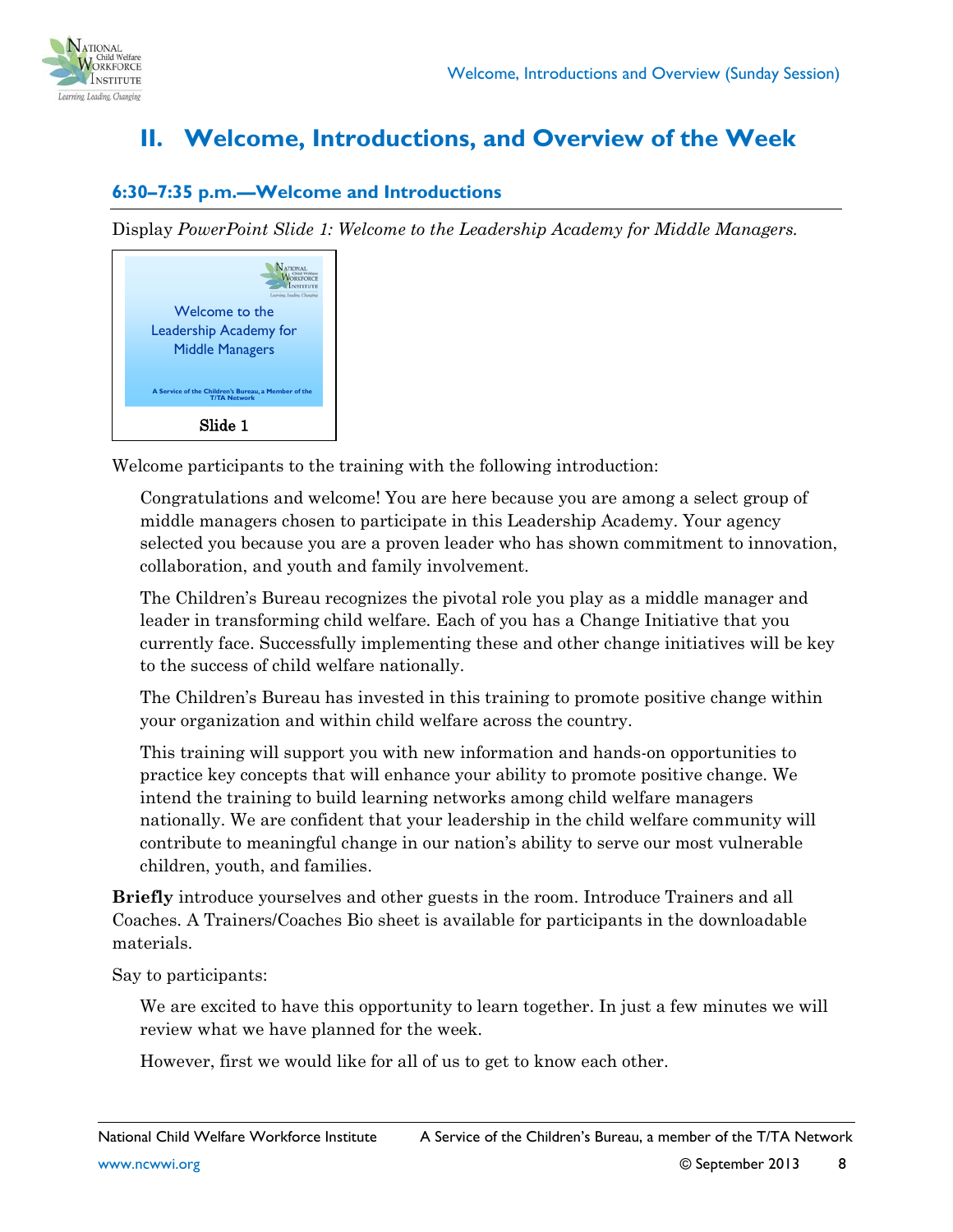# II. Welcome, Introductions, and Overview of the Week

## 6:30–7:35 p.m.—Welcome and Introductions

Display *PowerPoint Slide 1: Welcome to the Leadership Academy for Middle Managers.*

Welcome to the Leadership Academy for Middle Managers

A Service of the Children's Bureau, a Member of the T/TA Network

Slide 1

Welcome participants to the training with the following introduction:

> Congratulations and welcome! You are here because you are among a select group of middle managers chosen to participate in this Leadership Academy. Your agency selected you because you are a proven leader who has shown commitment to innovation, collaboration, and youth and family involvement.
>
> The Children's Bureau recognizes the pivotal role you play as a middle manager and leader in transforming child welfare. Each of you has a Change Initiative that you currently face. Successfully implementing these and other change initiatives will be key to the success of child welfare nationally.
>
> The Children's Bureau has invested in this training to promote positive change within your organization and within child welfare across the country.
>
> This training will support you with new information and hands-on opportunities to practice key concepts that will enhance your ability to promote positive change. We intend the training to build learning networks among child welfare managers nationally. We are confident that your leadership in the child welfare community will contribute to meaningful change in our nation's ability to serve our most vulnerable children, youth, and families.

**Briefly** introduce yourselves and other guests in the room. Introduce Trainers and all Coaches. A Trainers/Coaches Bio sheet is available for participants in the downloadable materials.

Say to participants:

> We are excited to have this opportunity to learn together. In just a few minutes we will review what we have planned for the week.
>
> However, first we would like for all of us to get to know each other.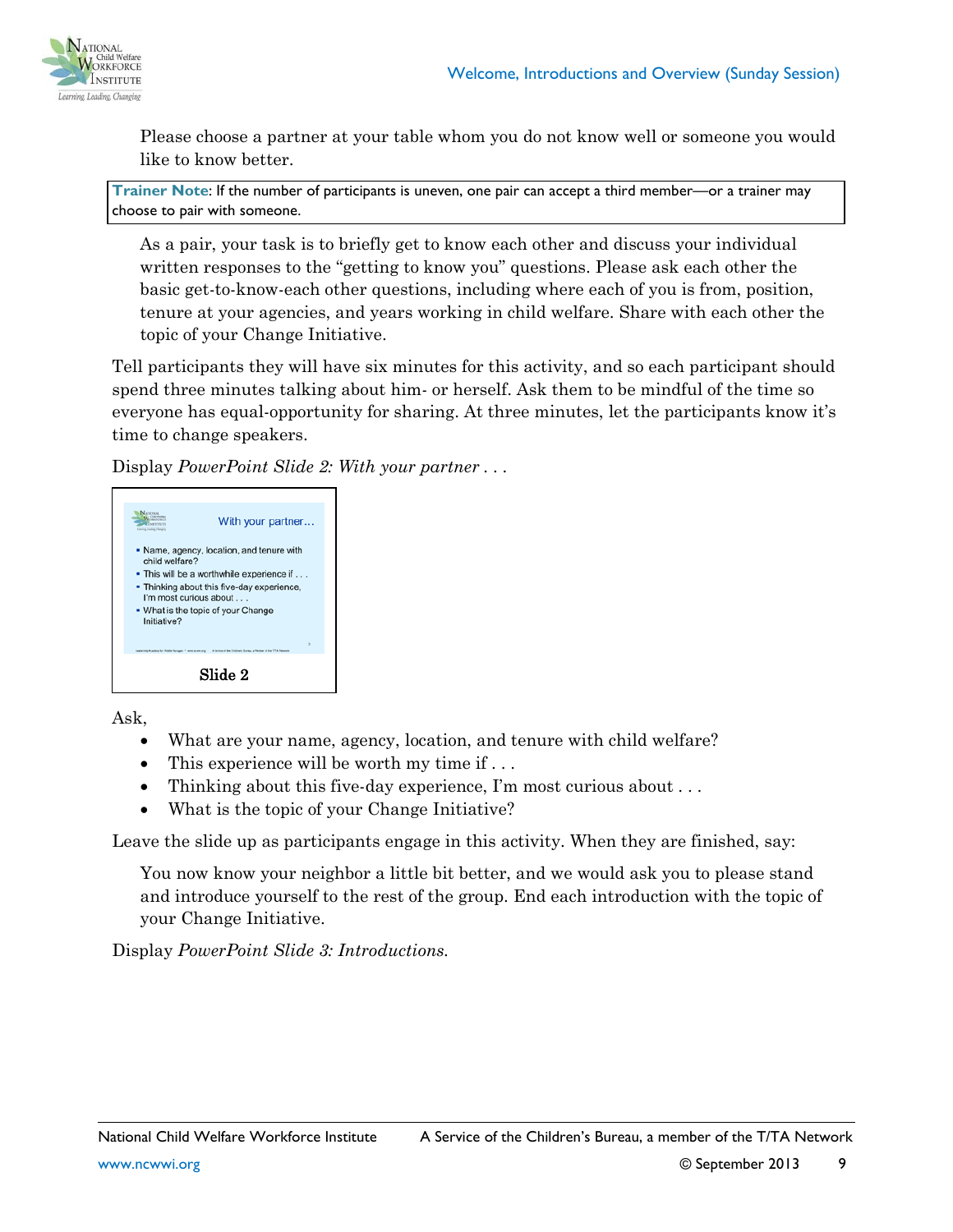Please choose a partner at your table whom you do not know well or someone you would like to know better.

**Trainer Note**: If the number of participants is uneven, one pair can accept a third member—or a trainer may choose to pair with someone.

As a pair, your task is to briefly get to know each other and discuss your individual written responses to the "getting to know you" questions. Please ask each other the basic get-to-know-each other questions, including where each of you is from, position, tenure at your agencies, and years working in child welfare. Share with each other the topic of your Change Initiative.

Tell participants they will have six minutes for this activity, and so each participant should spend three minutes talking about him- or herself. Ask them to be mindful of the time so everyone has equal-opportunity for sharing. At three minutes, let the participants know it's time to change speakers.

Display *PowerPoint Slide 2: With your partner . . .*

With your partner…

- Name, agency, location, and tenure with child welfare?
- This will be a worthwhile experience if . . .
- Thinking about this five-day experience, I'm most curious about . . .
- What is the topic of your Change Initiative?

Slide 2

Ask,

- What are your name, agency, location, and tenure with child welfare?
- This experience will be worth my time if . . .
- Thinking about this five-day experience, I'm most curious about . . .
- What is the topic of your Change Initiative?

Leave the slide up as participants engage in this activity. When they are finished, say:

You now know your neighbor a little bit better, and we would ask you to please stand and introduce yourself to the rest of the group. End each introduction with the topic of your Change Initiative.

Display *PowerPoint Slide 3: Introductions.*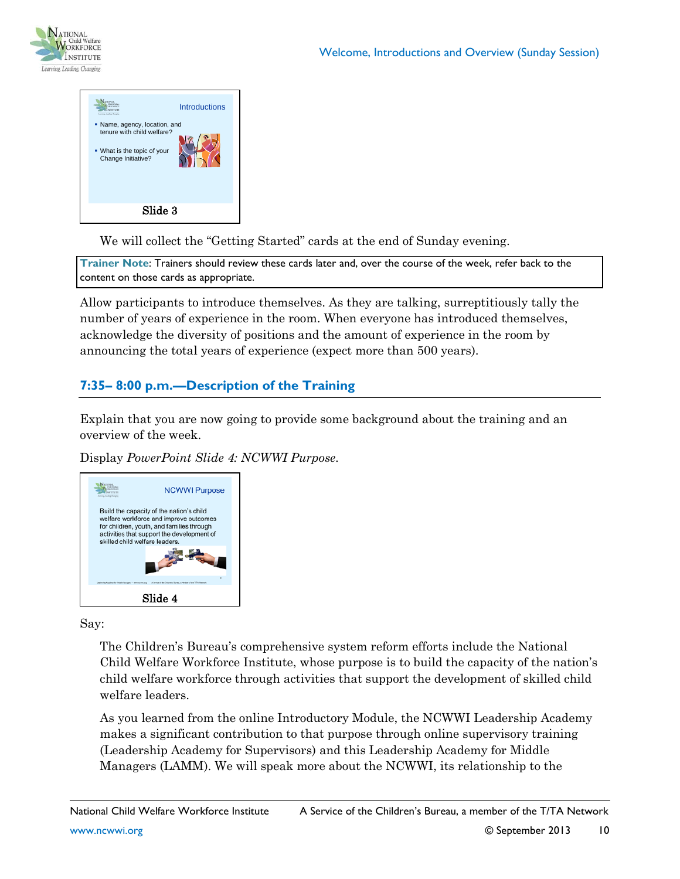Slide 3

We will collect the "Getting Started" cards at the end of Sunday evening.

**Trainer Note**: Trainers should review these cards later and, over the course of the week, refer back to the content on those cards as appropriate.

Allow participants to introduce themselves. As they are talking, surreptitiously tally the number of years of experience in the room. When everyone has introduced themselves, acknowledge the diversity of positions and the amount of experience in the room by announcing the total years of experience (expect more than 500 years).

## 7:35– 8:00 p.m.—Description of the Training

Explain that you are now going to provide some background about the training and an overview of the week.

Display *PowerPoint Slide 4: NCWWI Purpose.*

Slide 4

Say:

> The Children's Bureau's comprehensive system reform efforts include the National Child Welfare Workforce Institute, whose purpose is to build the capacity of the nation's child welfare workforce through activities that support the development of skilled child welfare leaders.
>
> As you learned from the online Introductory Module, the NCWWI Leadership Academy makes a significant contribution to that purpose through online supervisory training (Leadership Academy for Supervisors) and this Leadership Academy for Middle Managers (LAMM). We will speak more about the NCWWI, its relationship to the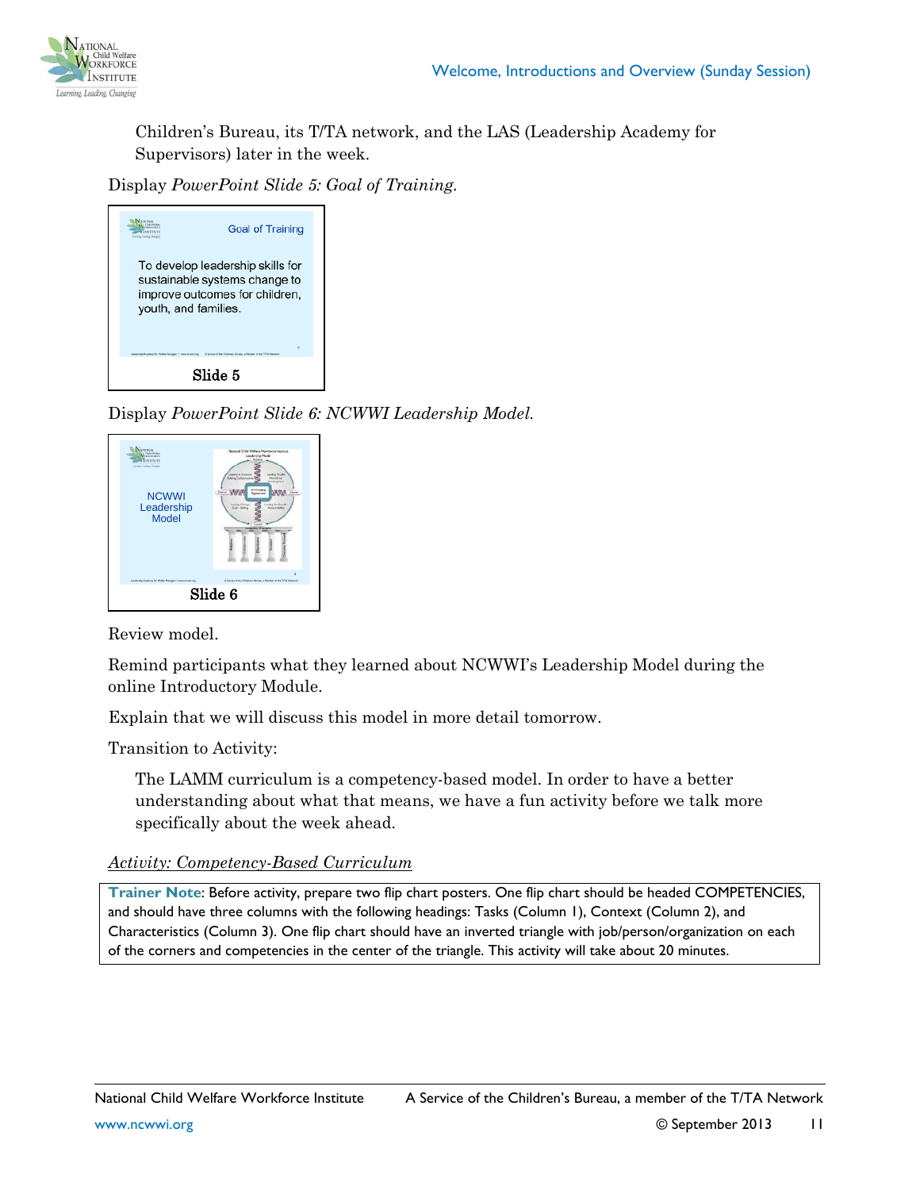Children's Bureau, its T/TA network, and the LAS (Leadership Academy for Supervisors) later in the week.

Display *PowerPoint Slide 5: Goal of Training.*

Goal of Training

To develop leadership skills for sustainable systems change to improve outcomes for children, youth, and families.

Slide 5

Display *PowerPoint Slide 6: NCWWI Leadership Model.*

NCWWI Leadership Model

Slide 6

Review model.

Remind participants what they learned about NCWWI's Leadership Model during the online Introductory Module.

Explain that we will discuss this model in more detail tomorrow.

Transition to Activity:

> The LAMM curriculum is a competency-based model. In order to have a better understanding about what that means, we have a fun activity before we talk more specifically about the week ahead.

<u>*Activity: Competency-Based Curriculum*</u>

**Trainer Note**: Before activity, prepare two flip chart posters. One flip chart should be headed COMPETENCIES, and should have three columns with the following headings: Tasks (Column 1), Context (Column 2), and Characteristics (Column 3). One flip chart should have an inverted triangle with job/person/organization on each of the corners and competencies in the center of the triangle. This activity will take about 20 minutes.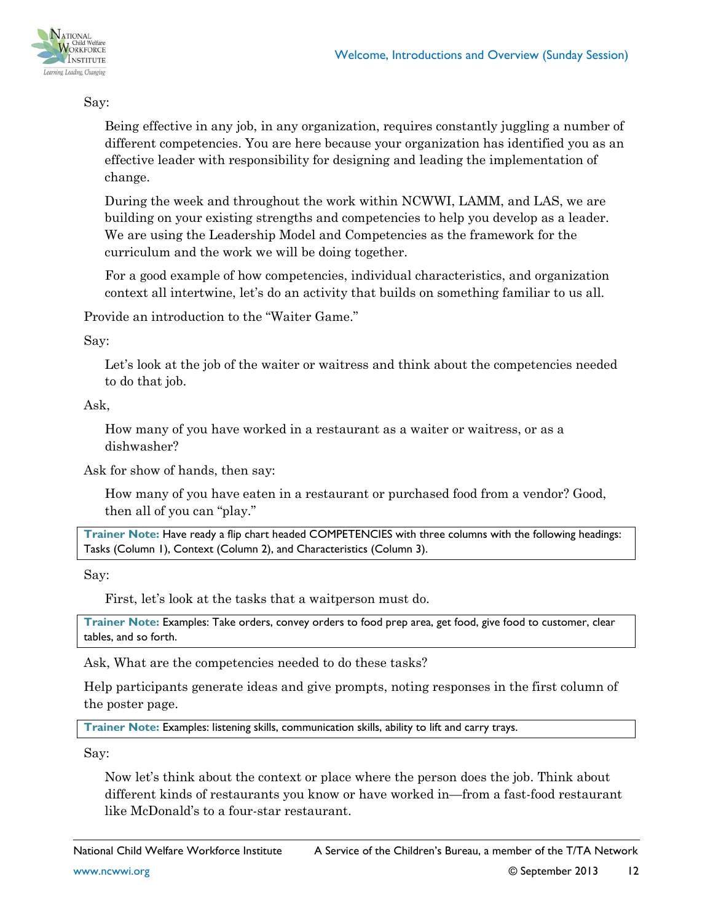Say:

> Being effective in any job, in any organization, requires constantly juggling a number of different competencies. You are here because your organization has identified you as an effective leader with responsibility for designing and leading the implementation of change.
>
> During the week and throughout the work within NCWWI, LAMM, and LAS, we are building on your existing strengths and competencies to help you develop as a leader. We are using the Leadership Model and Competencies as the framework for the curriculum and the work we will be doing together.
>
> For a good example of how competencies, individual characteristics, and organization context all intertwine, let's do an activity that builds on something familiar to us all.

Provide an introduction to the "Waiter Game."

Say:

> Let's look at the job of the waiter or waitress and think about the competencies needed to do that job.

Ask,

> How many of you have worked in a restaurant as a waiter or waitress, or as a dishwasher?

Ask for show of hands, then say:

> How many of you have eaten in a restaurant or purchased food from a vendor? Good, then all of you can "play."

> **Trainer Note:** Have ready a flip chart headed COMPETENCIES with three columns with the following headings: Tasks (Column 1), Context (Column 2), and Characteristics (Column 3).

Say:

> First, let's look at the tasks that a waitperson must do.

> **Trainer Note:** Examples: Take orders, convey orders to food prep area, get food, give food to customer, clear tables, and so forth.

Ask, What are the competencies needed to do these tasks?

Help participants generate ideas and give prompts, noting responses in the first column of the poster page.

> **Trainer Note:** Examples: listening skills, communication skills, ability to lift and carry trays.

Say:

> Now let's think about the context or place where the person does the job. Think about different kinds of restaurants you know or have worked in—from a fast-food restaurant like McDonald's to a four-star restaurant.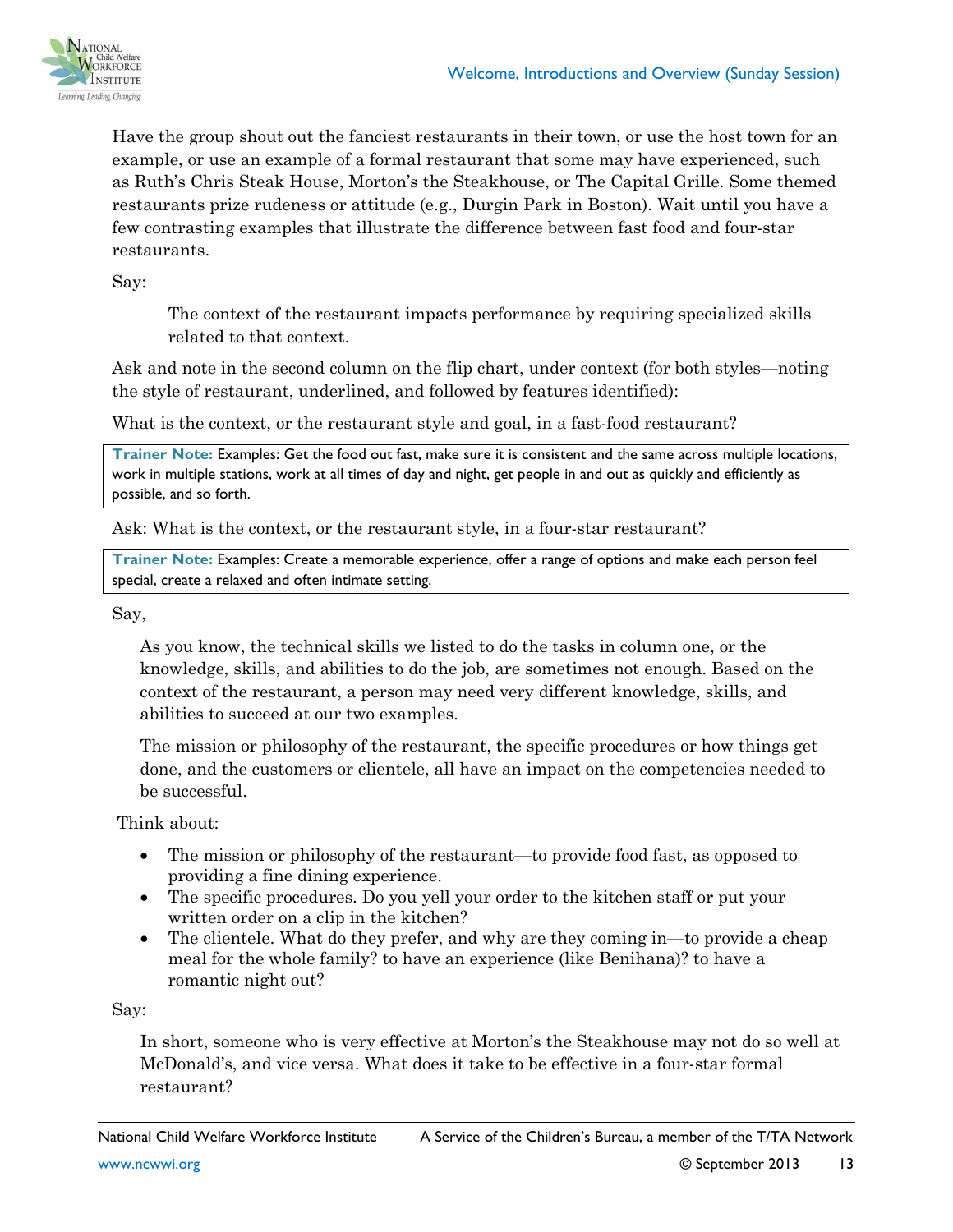Have the group shout out the fanciest restaurants in their town, or use the host town for an example, or use an example of a formal restaurant that some may have experienced, such as Ruth's Chris Steak House, Morton's the Steakhouse, or The Capital Grille. Some themed restaurants prize rudeness or attitude (e.g., Durgin Park in Boston). Wait until you have a few contrasting examples that illustrate the difference between fast food and four-star restaurants.

Say:

> The context of the restaurant impacts performance by requiring specialized skills related to that context.

Ask and note in the second column on the flip chart, under context (for both styles—noting the style of restaurant, underlined, and followed by features identified):

What is the context, or the restaurant style and goal, in a fast-food restaurant?

> **Trainer Note:** Examples: Get the food out fast, make sure it is consistent and the same across multiple locations, work in multiple stations, work at all times of day and night, get people in and out as quickly and efficiently as possible, and so forth.

Ask: What is the context, or the restaurant style, in a four-star restaurant?

> **Trainer Note:** Examples: Create a memorable experience, offer a range of options and make each person feel special, create a relaxed and often intimate setting.

Say,

> As you know, the technical skills we listed to do the tasks in column one, or the knowledge, skills, and abilities to do the job, are sometimes not enough. Based on the context of the restaurant, a person may need very different knowledge, skills, and abilities to succeed at our two examples.
>
> The mission or philosophy of the restaurant, the specific procedures or how things get done, and the customers or clientele, all have an impact on the competencies needed to be successful.

Think about:

- The mission or philosophy of the restaurant—to provide food fast, as opposed to providing a fine dining experience.
- The specific procedures. Do you yell your order to the kitchen staff or put your written order on a clip in the kitchen?
- The clientele. What do they prefer, and why are they coming in—to provide a cheap meal for the whole family? to have an experience (like Benihana)? to have a romantic night out?

Say:

> In short, someone who is very effective at Morton's the Steakhouse may not do so well at McDonald's, and vice versa. What does it take to be effective in a four-star formal restaurant?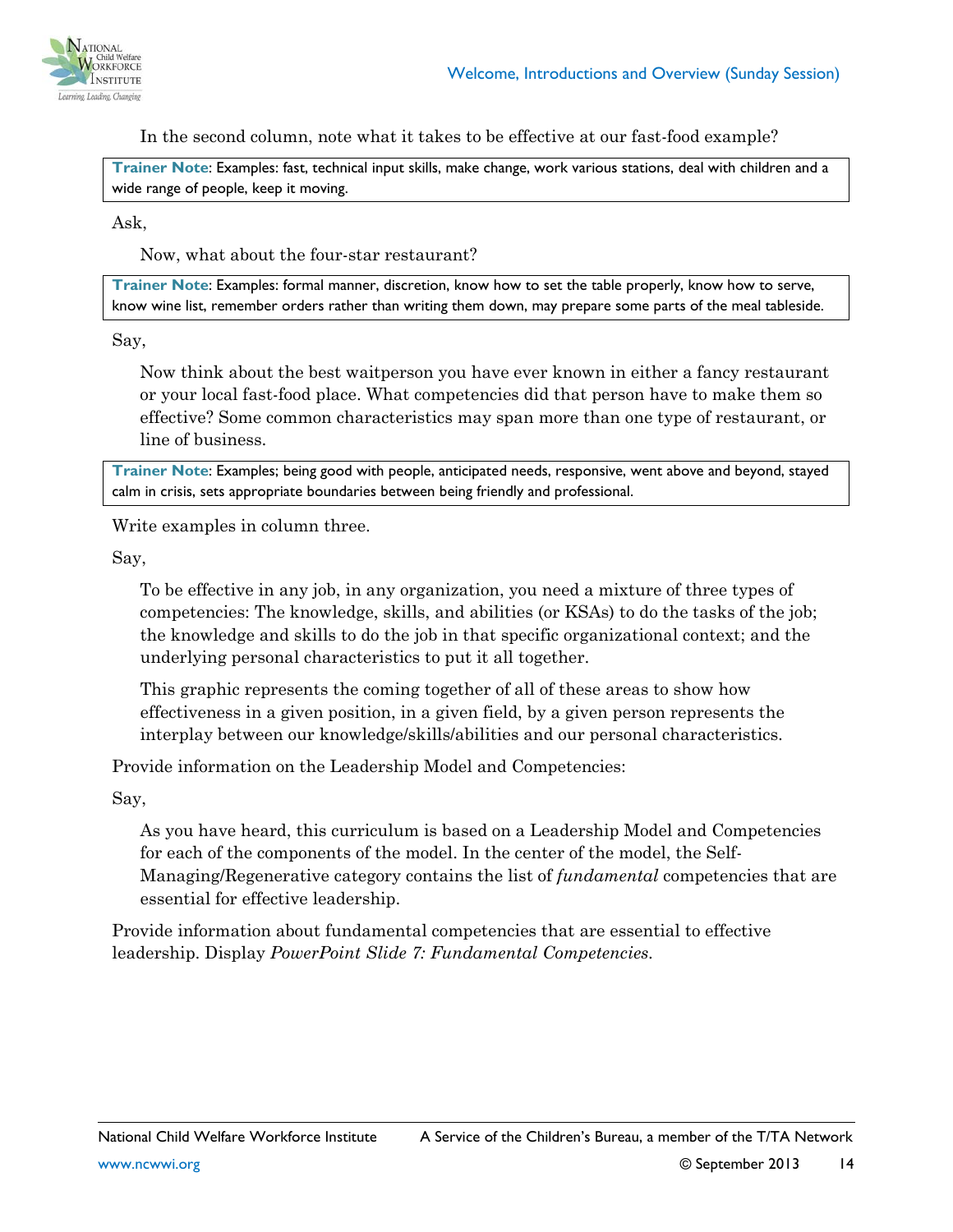In the second column, note what it takes to be effective at our fast-food example?

> **Trainer Note**: Examples: fast, technical input skills, make change, work various stations, deal with children and a wide range of people, keep it moving.

Ask,

Now, what about the four-star restaurant?

> **Trainer Note**: Examples: formal manner, discretion, know how to set the table properly, know how to serve, know wine list, remember orders rather than writing them down, may prepare some parts of the meal tableside.

Say,

Now think about the best waitperson you have ever known in either a fancy restaurant or your local fast-food place. What competencies did that person have to make them so effective? Some common characteristics may span more than one type of restaurant, or line of business.

> **Trainer Note**: Examples; being good with people, anticipated needs, responsive, went above and beyond, stayed calm in crisis, sets appropriate boundaries between being friendly and professional.

Write examples in column three.

Say,

To be effective in any job, in any organization, you need a mixture of three types of competencies: The knowledge, skills, and abilities (or KSAs) to do the tasks of the job; the knowledge and skills to do the job in that specific organizational context; and the underlying personal characteristics to put it all together.

This graphic represents the coming together of all of these areas to show how effectiveness in a given position, in a given field, by a given person represents the interplay between our knowledge/skills/abilities and our personal characteristics.

Provide information on the Leadership Model and Competencies:

Say,

As you have heard, this curriculum is based on a Leadership Model and Competencies for each of the components of the model. In the center of the model, the Self-Managing/Regenerative category contains the list of *fundamental* competencies that are essential for effective leadership.

Provide information about fundamental competencies that are essential to effective leadership. Display *PowerPoint Slide 7: Fundamental Competencies.*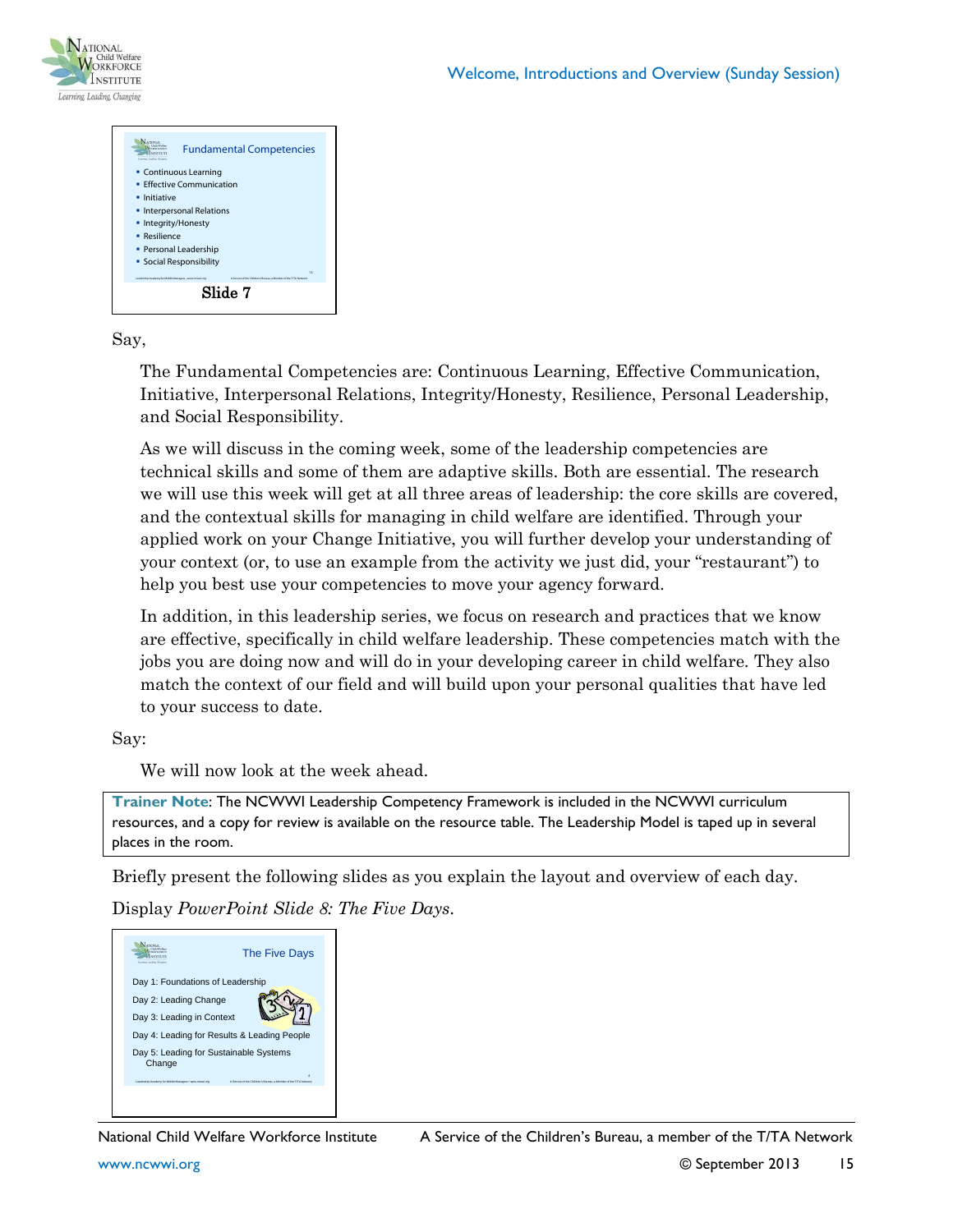Fundamental Competencies

- Continuous Learning
- Effective Communication
- Initiative
- Interpersonal Relations
- Integrity/Honesty
- Resilience
- Personal Leadership
- Social Responsibility

Slide 7

Say,

> The Fundamental Competencies are: Continuous Learning, Effective Communication, Initiative, Interpersonal Relations, Integrity/Honesty, Resilience, Personal Leadership, and Social Responsibility.
>
> As we will discuss in the coming week, some of the leadership competencies are technical skills and some of them are adaptive skills. Both are essential. The research we will use this week will get at all three areas of leadership: the core skills are covered, and the contextual skills for managing in child welfare are identified. Through your applied work on your Change Initiative, you will further develop your understanding of your context (or, to use an example from the activity we just did, your "restaurant") to help you best use your competencies to move your agency forward.
>
> In addition, in this leadership series, we focus on research and practices that we know are effective, specifically in child welfare leadership. These competencies match with the jobs you are doing now and will do in your developing career in child welfare. They also match the context of our field and will build upon your personal qualities that have led to your success to date.

Say:

> We will now look at the week ahead.

**Trainer Note**: The NCWWI Leadership Competency Framework is included in the NCWWI curriculum resources, and a copy for review is available on the resource table. The Leadership Model is taped up in several places in the room.

Briefly present the following slides as you explain the layout and overview of each day.

Display *PowerPoint Slide 8: The Five Days*.

The Five Days

Day 1: Foundations of Leadership

Day 2: Leading Change

Day 3: Leading in Context

Day 4: Leading for Results & Leading People

Day 5: Leading for Sustainable Systems Change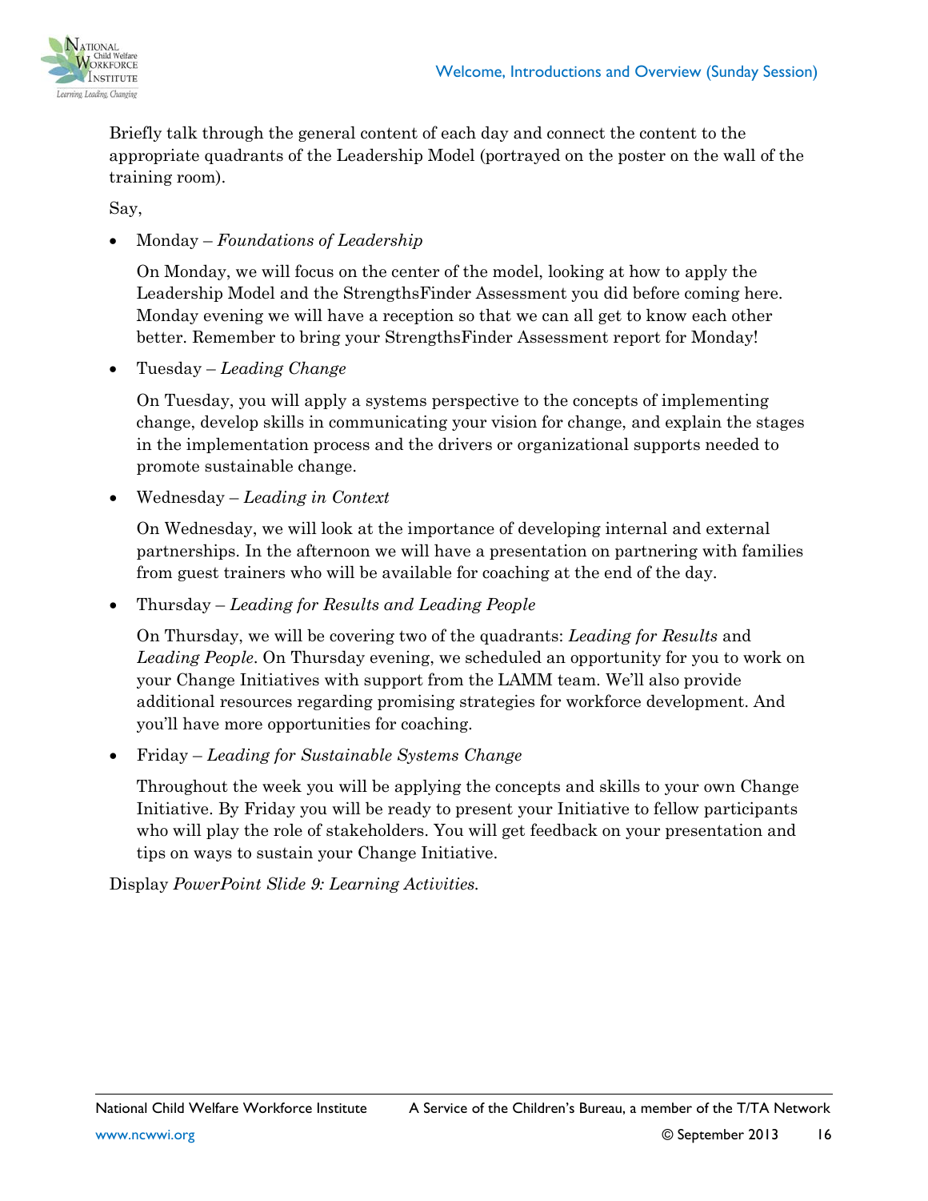Briefly talk through the general content of each day and connect the content to the appropriate quadrants of the Leadership Model (portrayed on the poster on the wall of the training room).

Say,

- Monday – *Foundations of Leadership*

  On Monday, we will focus on the center of the model, looking at how to apply the Leadership Model and the StrengthsFinder Assessment you did before coming here. Monday evening we will have a reception so that we can all get to know each other better. Remember to bring your StrengthsFinder Assessment report for Monday!

- Tuesday – *Leading Change*

  On Tuesday, you will apply a systems perspective to the concepts of implementing change, develop skills in communicating your vision for change, and explain the stages in the implementation process and the drivers or organizational supports needed to promote sustainable change.

- Wednesday – *Leading in Context*

  On Wednesday, we will look at the importance of developing internal and external partnerships. In the afternoon we will have a presentation on partnering with families from guest trainers who will be available for coaching at the end of the day.

- Thursday – *Leading for Results and Leading People*

  On Thursday, we will be covering two of the quadrants: *Leading for Results* and *Leading People*. On Thursday evening, we scheduled an opportunity for you to work on your Change Initiatives with support from the LAMM team. We'll also provide additional resources regarding promising strategies for workforce development. And you'll have more opportunities for coaching.

- Friday – *Leading for Sustainable Systems Change*

  Throughout the week you will be applying the concepts and skills to your own Change Initiative. By Friday you will be ready to present your Initiative to fellow participants who will play the role of stakeholders. You will get feedback on your presentation and tips on ways to sustain your Change Initiative.

Display *PowerPoint Slide 9: Learning Activities.*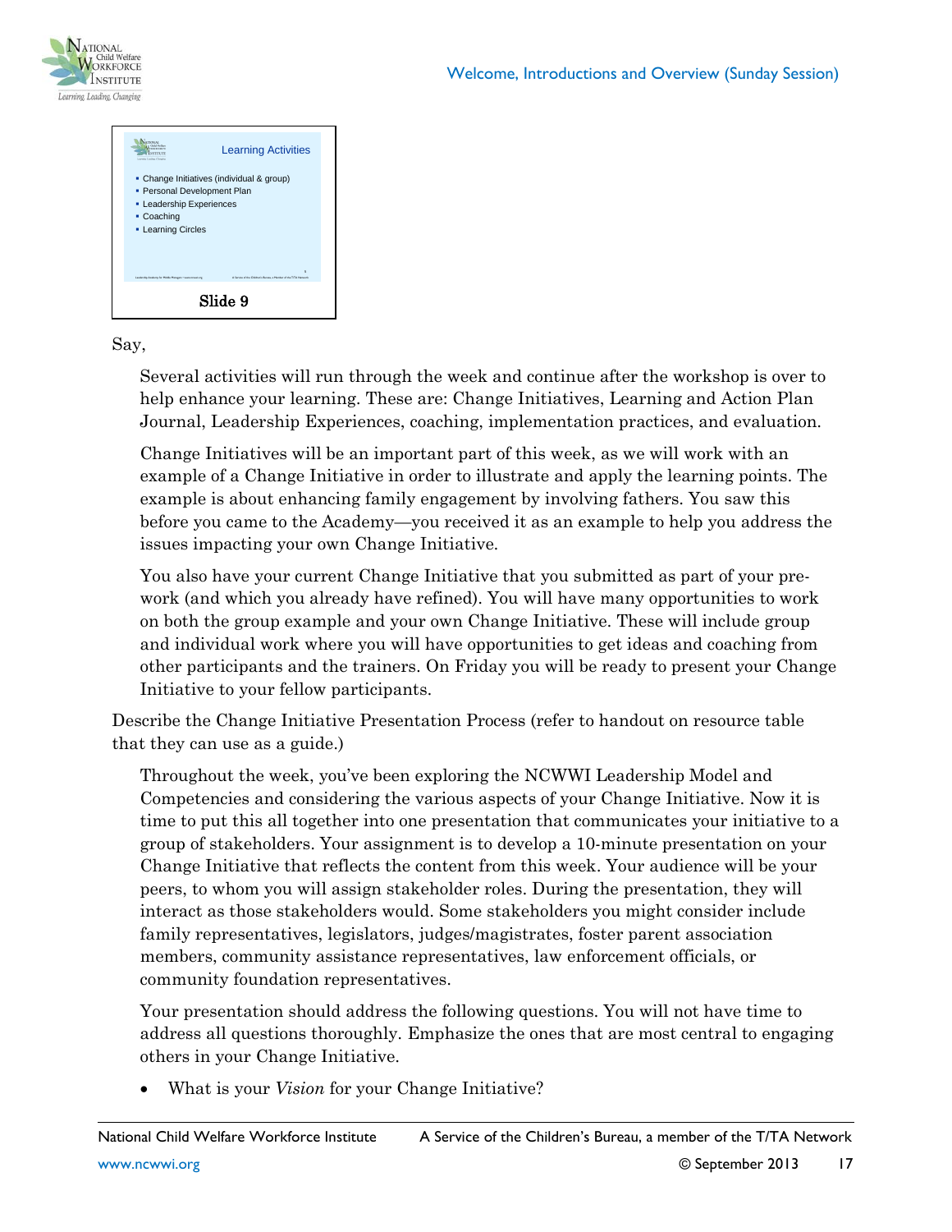Learning Activities

- Change Initiatives (individual & group)
- Personal Development Plan
- Leadership Experiences
- Coaching
- Learning Circles

Slide 9

Say,

> Several activities will run through the week and continue after the workshop is over to help enhance your learning. These are: Change Initiatives, Learning and Action Plan Journal, Leadership Experiences, coaching, implementation practices, and evaluation.
>
> Change Initiatives will be an important part of this week, as we will work with an example of a Change Initiative in order to illustrate and apply the learning points. The example is about enhancing family engagement by involving fathers. You saw this before you came to the Academy—you received it as an example to help you address the issues impacting your own Change Initiative.
>
> You also have your current Change Initiative that you submitted as part of your pre-work (and which you already have refined). You will have many opportunities to work on both the group example and your own Change Initiative. These will include group and individual work where you will have opportunities to get ideas and coaching from other participants and the trainers. On Friday you will be ready to present your Change Initiative to your fellow participants.

Describe the Change Initiative Presentation Process (refer to handout on resource table that they can use as a guide.)

> Throughout the week, you've been exploring the NCWWI Leadership Model and Competencies and considering the various aspects of your Change Initiative. Now it is time to put this all together into one presentation that communicates your initiative to a group of stakeholders. Your assignment is to develop a 10-minute presentation on your Change Initiative that reflects the content from this week. Your audience will be your peers, to whom you will assign stakeholder roles. During the presentation, they will interact as those stakeholders would. Some stakeholders you might consider include family representatives, legislators, judges/magistrates, foster parent association members, community assistance representatives, law enforcement officials, or community foundation representatives.
>
> Your presentation should address the following questions. You will not have time to address all questions thoroughly. Emphasize the ones that are most central to engaging others in your Change Initiative.
>
> - What is your *Vision* for your Change Initiative?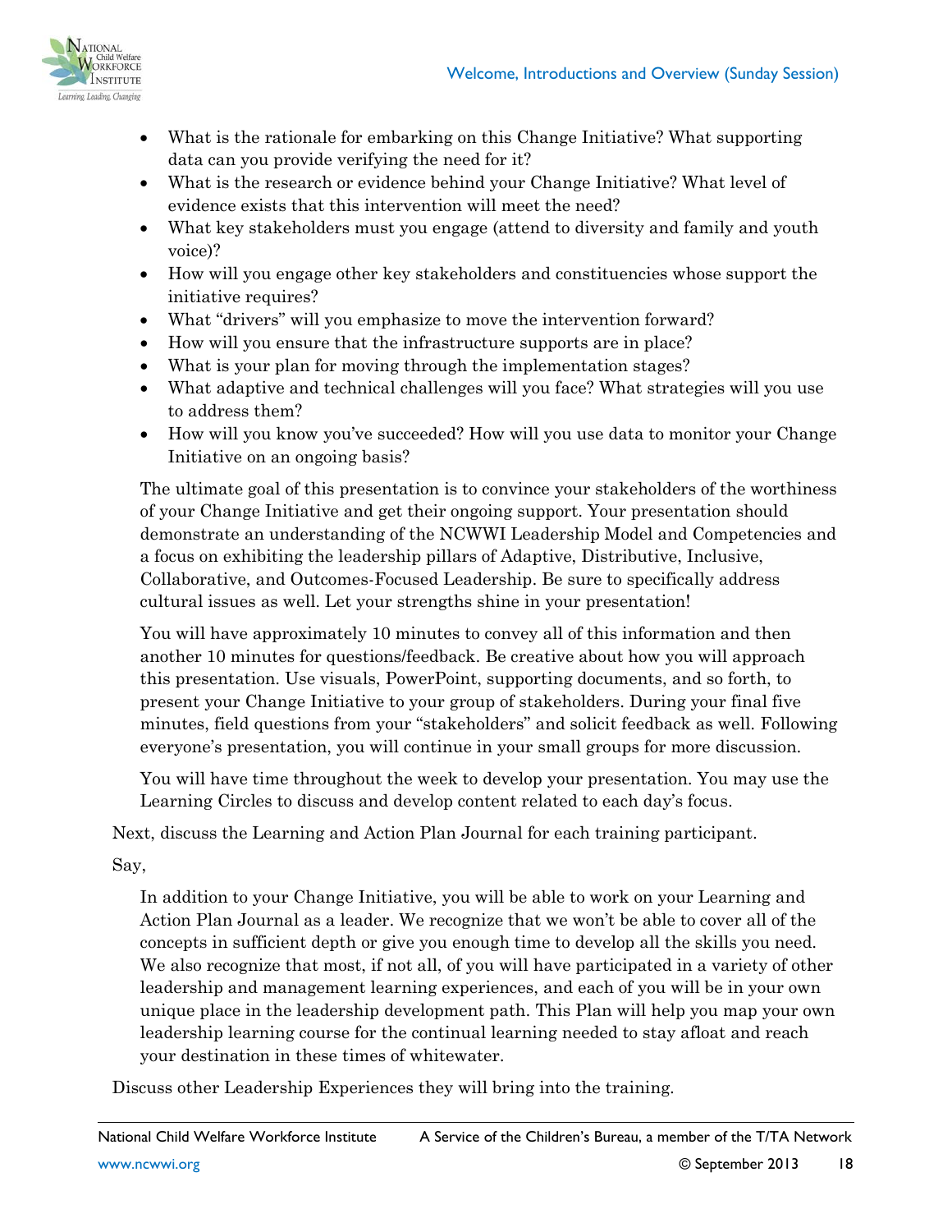- What is the rationale for embarking on this Change Initiative? What supporting data can you provide verifying the need for it?
- What is the research or evidence behind your Change Initiative? What level of evidence exists that this intervention will meet the need?
- What key stakeholders must you engage (attend to diversity and family and youth voice)?
- How will you engage other key stakeholders and constituencies whose support the initiative requires?
- What "drivers" will you emphasize to move the intervention forward?
- How will you ensure that the infrastructure supports are in place?
- What is your plan for moving through the implementation stages?
- What adaptive and technical challenges will you face? What strategies will you use to address them?
- How will you know you've succeeded? How will you use data to monitor your Change Initiative on an ongoing basis?

The ultimate goal of this presentation is to convince your stakeholders of the worthiness of your Change Initiative and get their ongoing support. Your presentation should demonstrate an understanding of the NCWWI Leadership Model and Competencies and a focus on exhibiting the leadership pillars of Adaptive, Distributive, Inclusive, Collaborative, and Outcomes-Focused Leadership. Be sure to specifically address cultural issues as well. Let your strengths shine in your presentation!

You will have approximately 10 minutes to convey all of this information and then another 10 minutes for questions/feedback. Be creative about how you will approach this presentation. Use visuals, PowerPoint, supporting documents, and so forth, to present your Change Initiative to your group of stakeholders. During your final five minutes, field questions from your "stakeholders" and solicit feedback as well. Following everyone's presentation, you will continue in your small groups for more discussion.

You will have time throughout the week to develop your presentation. You may use the Learning Circles to discuss and develop content related to each day's focus.

Next, discuss the Learning and Action Plan Journal for each training participant.

Say,

In addition to your Change Initiative, you will be able to work on your Learning and Action Plan Journal as a leader. We recognize that we won't be able to cover all of the concepts in sufficient depth or give you enough time to develop all the skills you need. We also recognize that most, if not all, of you will have participated in a variety of other leadership and management learning experiences, and each of you will be in your own unique place in the leadership development path. This Plan will help you map your own leadership learning course for the continual learning needed to stay afloat and reach your destination in these times of whitewater.

Discuss other Leadership Experiences they will bring into the training.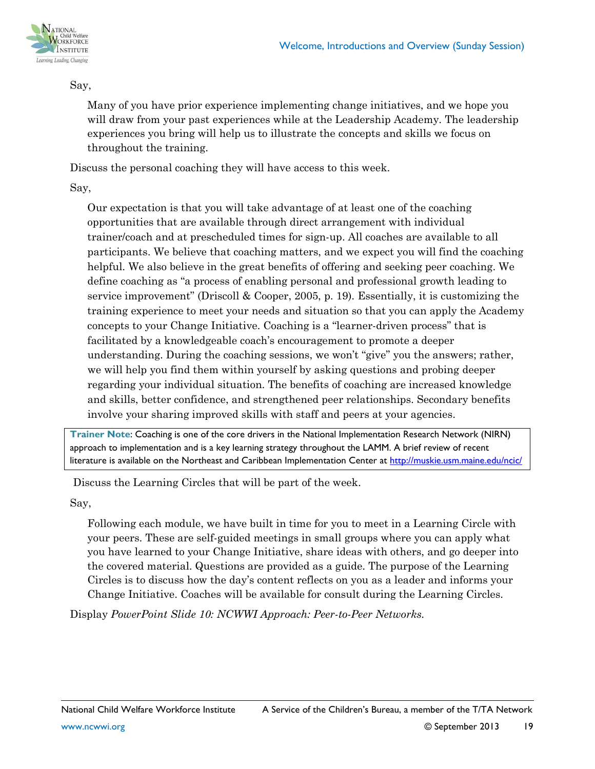Say,

> Many of you have prior experience implementing change initiatives, and we hope you will draw from your past experiences while at the Leadership Academy. The leadership experiences you bring will help us to illustrate the concepts and skills we focus on throughout the training.

Discuss the personal coaching they will have access to this week.

Say,

> Our expectation is that you will take advantage of at least one of the coaching opportunities that are available through direct arrangement with individual trainer/coach and at prescheduled times for sign-up. All coaches are available to all participants. We believe that coaching matters, and we expect you will find the coaching helpful. We also believe in the great benefits of offering and seeking peer coaching. We define coaching as "a process of enabling personal and professional growth leading to service improvement" (Driscoll & Cooper, 2005, p. 19). Essentially, it is customizing the training experience to meet your needs and situation so that you can apply the Academy concepts to your Change Initiative. Coaching is a "learner-driven process" that is facilitated by a knowledgeable coach's encouragement to promote a deeper understanding. During the coaching sessions, we won't "give" you the answers; rather, we will help you find them within yourself by asking questions and probing deeper regarding your individual situation. The benefits of coaching are increased knowledge and skills, better confidence, and strengthened peer relationships. Secondary benefits involve your sharing improved skills with staff and peers at your agencies.

**Trainer Note**: Coaching is one of the core drivers in the National Implementation Research Network (NIRN) approach to implementation and is a key learning strategy throughout the LAMM. A brief review of recent literature is available on the Northeast and Caribbean Implementation Center at http://muskie.usm.maine.edu/ncic/

Discuss the Learning Circles that will be part of the week.

Say,

> Following each module, we have built in time for you to meet in a Learning Circle with your peers. These are self-guided meetings in small groups where you can apply what you have learned to your Change Initiative, share ideas with others, and go deeper into the covered material. Questions are provided as a guide. The purpose of the Learning Circles is to discuss how the day's content reflects on you as a leader and informs your Change Initiative. Coaches will be available for consult during the Learning Circles.

Display *PowerPoint Slide 10: NCWWI Approach: Peer-to-Peer Networks.*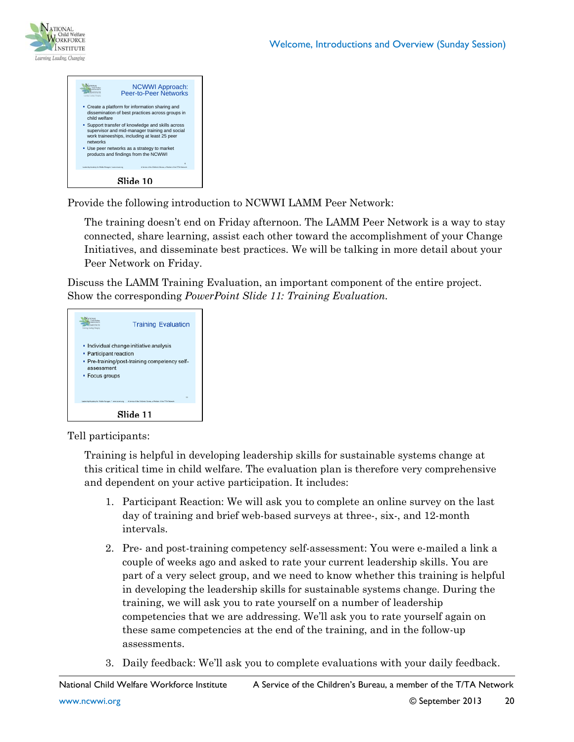**NCWWI Approach: Peer-to-Peer Networks**

- Create a platform for information sharing and dissemination of best practices across groups in child welfare
- Support transfer of knowledge and skills across supervisor and mid-manager training and social work traineeships, including at least 25 peer networks
- Use peer networks as a strategy to market products and findings from the NCWWI

**Slide 10**

Provide the following introduction to NCWWI LAMM Peer Network:

> The training doesn't end on Friday afternoon. The LAMM Peer Network is a way to stay connected, share learning, assist each other toward the accomplishment of your Change Initiatives, and disseminate best practices. We will be talking in more detail about your Peer Network on Friday.

Discuss the LAMM Training Evaluation, an important component of the entire project. Show the corresponding *PowerPoint Slide 11: Training Evaluation.*

**Training Evaluation**

- Individual change initiative analysis
- Participant reaction
- Pre-training/post-training competency self-assessment
- Focus groups

**Slide 11**

Tell participants:

> Training is helpful in developing leadership skills for sustainable systems change at this critical time in child welfare. The evaluation plan is therefore very comprehensive and dependent on your active participation. It includes:
>
> 1. Participant Reaction: We will ask you to complete an online survey on the last day of training and brief web-based surveys at three-, six-, and 12-month intervals.
> 2. Pre- and post-training competency self-assessment: You were e-mailed a link a couple of weeks ago and asked to rate your current leadership skills. You are part of a very select group, and we need to know whether this training is helpful in developing the leadership skills for sustainable systems change. During the training, we will ask you to rate yourself on a number of leadership competencies that we are addressing. We'll ask you to rate yourself again on these same competencies at the end of the training, and in the follow-up assessments.
> 3. Daily feedback: We'll ask you to complete evaluations with your daily feedback.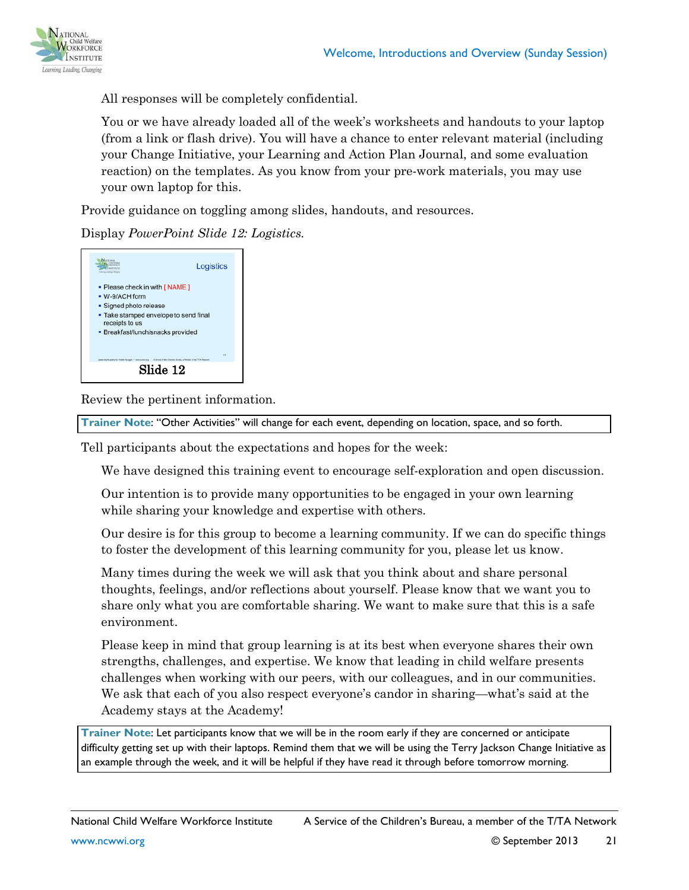All responses will be completely confidential.

You or we have already loaded all of the week's worksheets and handouts to your laptop (from a link or flash drive). You will have a chance to enter relevant material (including your Change Initiative, your Learning and Action Plan Journal, and some evaluation reaction) on the templates. As you know from your pre-work materials, you may use your own laptop for this.

Provide guidance on toggling among slides, handouts, and resources.

Display *PowerPoint Slide 12: Logistics.*

**Logistics**

- Please check in with [ NAME ]
- W-9/ACH form
- Signed photo release
- Take stamped envelope to send final receipts to us
- Breakfast/lunch/snacks provided

**Slide 12**

Review the pertinent information.

> **Trainer Note**: "Other Activities" will change for each event, depending on location, space, and so forth.

Tell participants about the expectations and hopes for the week:

We have designed this training event to encourage self-exploration and open discussion.

Our intention is to provide many opportunities to be engaged in your own learning while sharing your knowledge and expertise with others.

Our desire is for this group to become a learning community. If we can do specific things to foster the development of this learning community for you, please let us know.

Many times during the week we will ask that you think about and share personal thoughts, feelings, and/or reflections about yourself. Please know that we want you to share only what you are comfortable sharing. We want to make sure that this is a safe environment.

Please keep in mind that group learning is at its best when everyone shares their own strengths, challenges, and expertise. We know that leading in child welfare presents challenges when working with our peers, with our colleagues, and in our communities. We ask that each of you also respect everyone's candor in sharing—what's said at the Academy stays at the Academy!

> **Trainer Note**: Let participants know that we will be in the room early if they are concerned or anticipate difficulty getting set up with their laptops. Remind them that we will be using the Terry Jackson Change Initiative as an example through the week, and it will be helpful if they have read it through before tomorrow morning.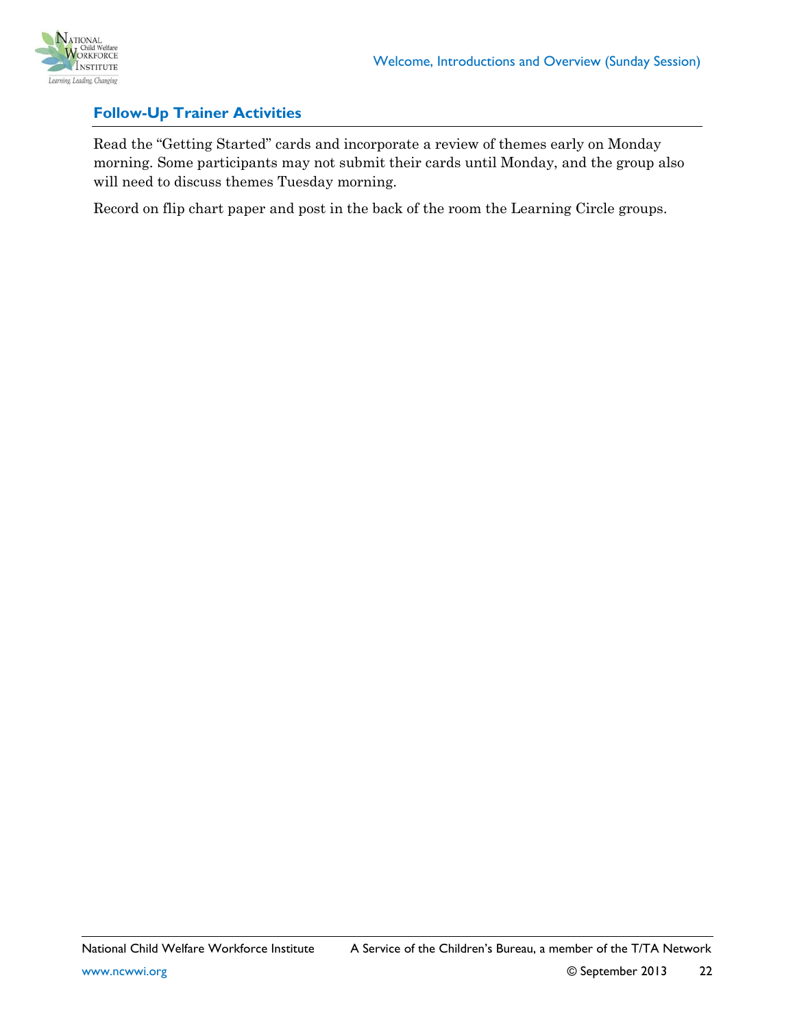## Follow-Up Trainer Activities

Read the "Getting Started" cards and incorporate a review of themes early on Monday morning. Some participants may not submit their cards until Monday, and the group also will need to discuss themes Tuesday morning.

Record on flip chart paper and post in the back of the room the Learning Circle groups.